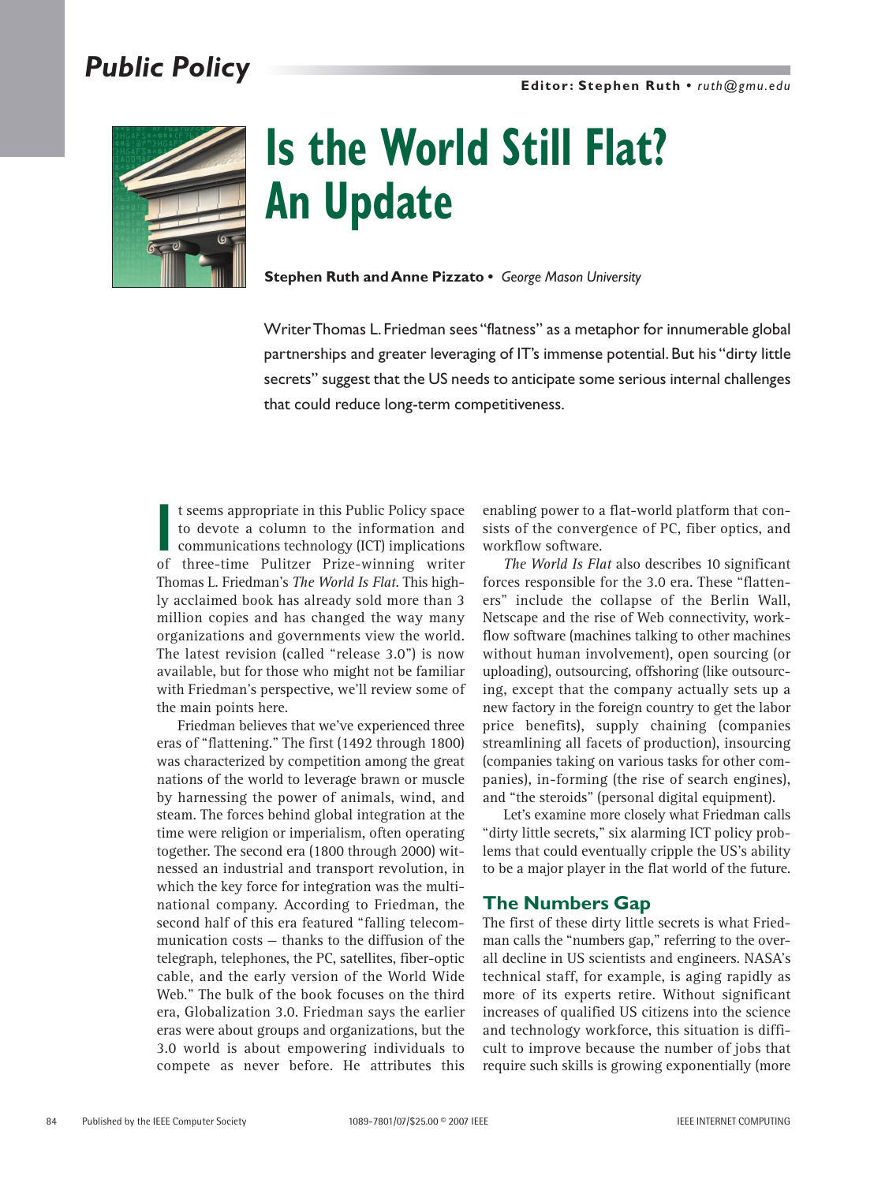# Is the World Still Flat? An Update

**Stephen Ruth and Anne Pizzato** • *George Mason University*

Writer Thomas L. Friedman sees "flatness" as a metaphor for innumerable global partnerships and greater leveraging of IT's immense potential. But his "dirty little secrets" suggest that the US needs to anticipate some serious internal challenges that could reduce long-term competitiveness.

It seems appropriate in this Public Policy space to devote a column to the information and communications technology (ICT) implications of three-time Pulitzer Prize-winning writer Thomas L. Friedman's *The World Is Flat*. This highly acclaimed book has already sold more than 3 million copies and has changed the way many organizations and governments view the world. The latest revision (called "release 3.0") is now available, but for those who might not be familiar with Friedman's perspective, we'll review some of the main points here.

Friedman believes that we've experienced three eras of "flattening." The first (1492 through 1800) was characterized by competition among the great nations of the world to leverage brawn or muscle by harnessing the power of animals, wind, and steam. The forces behind global integration at the time were religion or imperialism, often operating together. The second era (1800 through 2000) witnessed an industrial and transport revolution, in which the key force for integration was the multinational company. According to Friedman, the second half of this era featured "falling telecommunication costs — thanks to the diffusion of the telegraph, telephones, the PC, satellites, fiber-optic cable, and the early version of the World Wide Web." The bulk of the book focuses on the third era, Globalization 3.0. Friedman says the earlier eras were about groups and organizations, but the 3.0 world is about empowering individuals to compete as never before. He attributes this enabling power to a flat-world platform that consists of the convergence of PC, fiber optics, and workflow software.

*The World Is Flat* also describes 10 significant forces responsible for the 3.0 era. These "flatteners" include the collapse of the Berlin Wall, Netscape and the rise of Web connectivity, workflow software (machines talking to other machines without human involvement), open sourcing (or uploading), outsourcing, offshoring (like outsourcing, except that the company actually sets up a new factory in the foreign country to get the labor price benefits), supply chaining (companies streamlining all facets of production), insourcing (companies taking on various tasks for other companies), in-forming (the rise of search engines), and "the steroids" (personal digital equipment).

Let's examine more closely what Friedman calls "dirty little secrets," six alarming ICT policy problems that could eventually cripple the US's ability to be a major player in the flat world of the future.

## The Numbers Gap

The first of these dirty little secrets is what Friedman calls the "numbers gap," referring to the overall decline in US scientists and engineers. NASA's technical staff, for example, is aging rapidly as more of its experts retire. Without significant increases of qualified US citizens into the science and technology workforce, this situation is difficult to improve because the number of jobs that require such skills is growing exponentially (more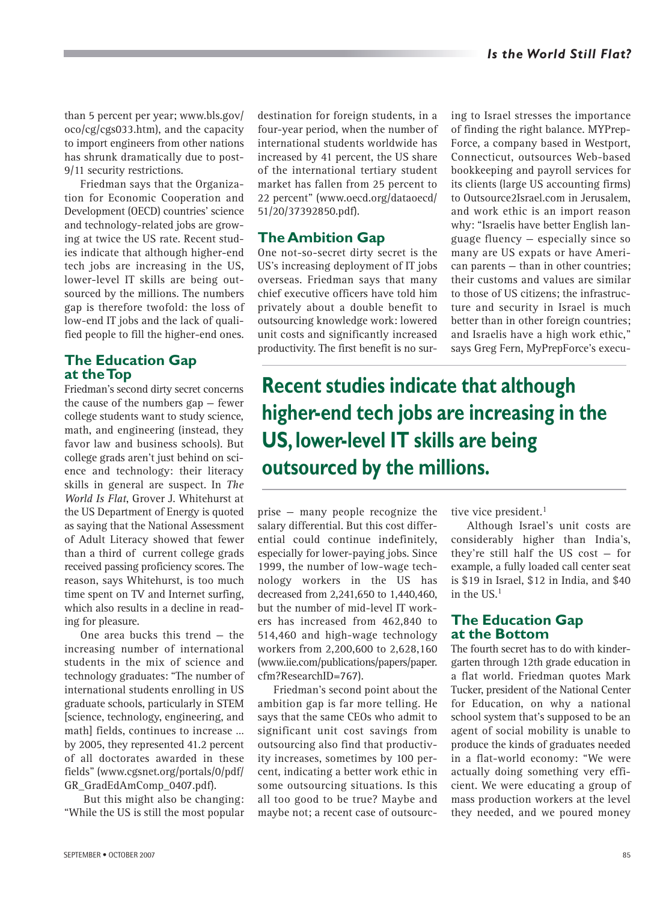than 5 percent per year; www.bls.gov/oco/cg/cgs033.htm), and the capacity to import engineers from other nations has shrunk dramatically due to post-9/11 security restrictions.

Friedman says that the Organization for Economic Cooperation and Development (OECD) countries' science and technology-related jobs are growing at twice the US rate. Recent studies indicate that although higher-end tech jobs are increasing in the US, lower-level IT skills are being outsourced by the millions. The numbers gap is therefore twofold: the loss of low-end IT jobs and the lack of qualified people to fill the higher-end ones.

## The Education Gap at the Top

Friedman's second dirty secret concerns the cause of the numbers gap — fewer college students want to study science, math, and engineering (instead, they favor law and business schools). But college grads aren't just behind on science and technology: their literacy skills in general are suspect. In *The World Is Flat*, Grover J. Whitehurst at the US Department of Energy is quoted as saying that the National Assessment of Adult Literacy showed that fewer than a third of current college grads received passing proficiency scores. The reason, says Whitehurst, is too much time spent on TV and Internet surfing, which also results in a decline in reading for pleasure.

One area bucks this trend — the increasing number of international students in the mix of science and technology graduates: "The number of international students enrolling in US graduate schools, particularly in STEM [science, technology, engineering, and math] fields, continues to increase ... by 2005, they represented 41.2 percent of all doctorates awarded in these fields" (www.cgsnet.org/portals/0/pdf/GR_GradEdAmComp_0407.pdf).

But this might also be changing: "While the US is still the most popular destination for foreign students, in a four-year period, when the number of international students worldwide has increased by 41 percent, the US share of the international tertiary student market has fallen from 25 percent to 22 percent" (www.oecd.org/dataoecd/51/20/37392850.pdf).

## The Ambition Gap

One not-so-secret dirty secret is the US's increasing deployment of IT jobs overseas. Friedman says that many chief executive officers have told him privately about a double benefit to outsourcing knowledge work: lowered unit costs and significantly increased productivity. The first benefit is no surprise — many people recognize the salary differential. But this cost differential could continue indefinitely, especially for lower-paying jobs. Since 1999, the number of low-wage technology workers in the US has decreased from 2,241,650 to 1,440,460, but the number of mid-level IT workers has increased from 462,840 to 514,460 and high-wage technology workers from 2,200,600 to 2,628,160 (www.iie.com/publications/papers/paper.cfm?ResearchID=767).

Friedman's second point about the ambition gap is far more telling. He says that the same CEOs who admit to significant unit cost savings from outsourcing also find that productivity increases, sometimes by 100 percent, indicating a better work ethic in some outsourcing situations. Is this all too good to be true? Maybe and maybe not; a recent case of outsourcing to Israel stresses the importance of finding the right balance. MYPrepForce, a company based in Westport, Connecticut, outsources Web-based bookkeeping and payroll services for its clients (large US accounting firms) to Outsource2Israel.com in Jerusalem, and work ethic is an import reason why: "Israelis have better English language fluency — especially since so many are US expats or have American parents — than in other countries; their customs and values are similar to those of US citizens; the infrastructure and security in Israel is much better than in other foreign countries; and Israelis have a high work ethic," says Greg Fern, MyPrepForce's executive vice president.[1]

**Recent studies indicate that although higher-end tech jobs are increasing in the US, lower-level IT skills are being outsourced by the millions.**

Although Israel's unit costs are considerably higher than India's, they're still half the US cost — for example, a fully loaded call center seat is $19 in Israel, $12 in India, and $40 in the US.[1]

## The Education Gap at the Bottom

The fourth secret has to do with kindergarten through 12th grade education in a flat world. Friedman quotes Mark Tucker, president of the National Center for Education, on why a national school system that's supposed to be an agent of social mobility is unable to produce the kinds of graduates needed in a flat-world economy: "We were actually doing something very efficient. We were educating a group of mass production workers at the level they needed, and we poured money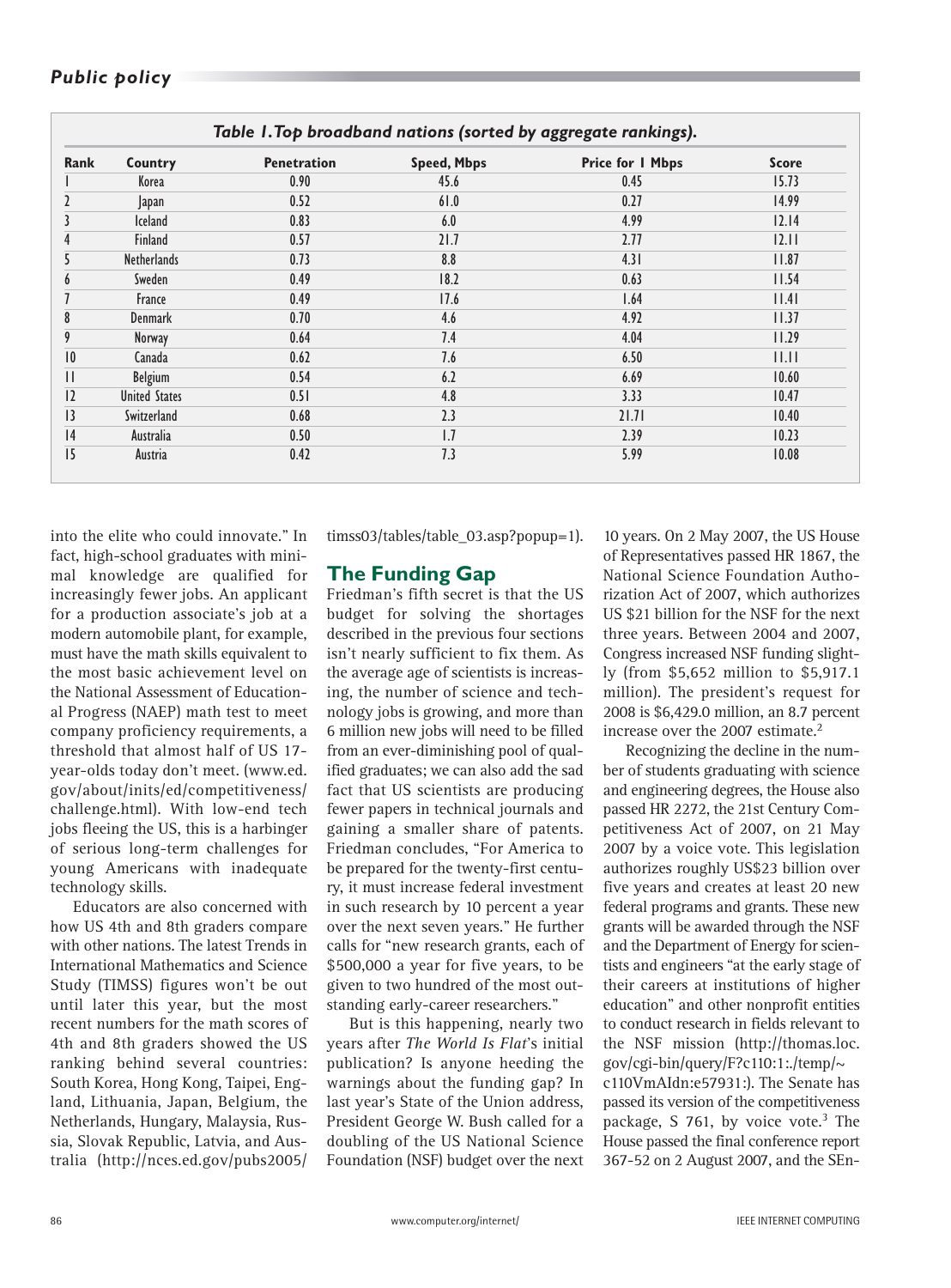*Table 1. Top broadband nations (sorted by aggregate rankings).*

| Rank | Country | Penetration | Speed, Mbps | Price for 1 Mbps | Score |
|---|---|---|---|---|---|
| 1 | Korea | 0.90 | 45.6 | 0.45 | 15.73 |
| 2 | Japan | 0.52 | 61.0 | 0.27 | 14.99 |
| 3 | Iceland | 0.83 | 6.0 | 4.99 | 12.14 |
| 4 | Finland | 0.57 | 21.7 | 2.77 | 12.11 |
| 5 | Netherlands | 0.73 | 8.8 | 4.31 | 11.87 |
| 6 | Sweden | 0.49 | 18.2 | 0.63 | 11.54 |
| 7 | France | 0.49 | 17.6 | 1.64 | 11.41 |
| 8 | Denmark | 0.70 | 4.6 | 4.92 | 11.37 |
| 9 | Norway | 0.64 | 7.4 | 4.04 | 11.29 |
| 10 | Canada | 0.62 | 7.6 | 6.50 | 11.11 |
| 11 | Belgium | 0.54 | 6.2 | 6.69 | 10.60 |
| 12 | United States | 0.51 | 4.8 | 3.33 | 10.47 |
| 13 | Switzerland | 0.68 | 2.3 | 21.71 | 10.40 |
| 14 | Australia | 0.50 | 1.7 | 2.39 | 10.23 |
| 15 | Austria | 0.42 | 7.3 | 5.99 | 10.08 |

into the elite who could innovate." In fact, high-school graduates with minimal knowledge are qualified for increasingly fewer jobs. An applicant for a production associate's job at a modern automobile plant, for example, must have the math skills equivalent to the most basic achievement level on the National Assessment of Educational Progress (NAEP) math test to meet company proficiency requirements, a threshold that almost half of US 17-year-olds today don't meet. (www.ed.gov/about/inits/ed/competitiveness/challenge.html). With low-end tech jobs fleeing the US, this is a harbinger of serious long-term challenges for young Americans with inadequate technology skills.

Educators are also concerned with how US 4th and 8th graders compare with other nations. The latest Trends in International Mathematics and Science Study (TIMSS) figures won't be out until later this year, but the most recent numbers for the math scores of 4th and 8th graders showed the US ranking behind several countries: South Korea, Hong Kong, Taipei, England, Lithuania, Japan, Belgium, the Netherlands, Hungary, Malaysia, Russia, Slovak Republic, Latvia, and Australia (http://nces.ed.gov/pubs2005/timss03/tables/table_03.asp?popup=1).

## The Funding Gap

Friedman's fifth secret is that the US budget for solving the shortages described in the previous four sections isn't nearly sufficient to fix them. As the average age of scientists is increasing, the number of science and technology jobs is growing, and more than 6 million new jobs will need to be filled from an ever-diminishing pool of qualified graduates; we can also add the sad fact that US scientists are producing fewer papers in technical journals and gaining a smaller share of patents. Friedman concludes, "For America to be prepared for the twenty-first century, it must increase federal investment in such research by 10 percent a year over the next seven years." He further calls for "new research grants, each of $500,000 a year for five years, to be given to two hundred of the most outstanding early-career researchers."

But is this happening, nearly two years after *The World Is Flat*'s initial publication? Is anyone heeding the warnings about the funding gap? In last year's State of the Union address, President George W. Bush called for a doubling of the US National Science Foundation (NSF) budget over the next 10 years. On 2 May 2007, the US House of Representatives passed HR 1867, the National Science Foundation Authorization Act of 2007, which authorizes US $21 billion for the NSF for the next three years. Between 2004 and 2007, Congress increased NSF funding slightly (from $5,652 million to $5,917.1 million). The president's request for 2008 is $6,429.0 million, an 8.7 percent increase over the 2007 estimate.[2]

Recognizing the decline in the number of students graduating with science and engineering degrees, the House also passed HR 2272, the 21st Century Competitiveness Act of 2007, on 21 May 2007 by a voice vote. This legislation authorizes roughly US$23 billion over five years and creates at least 20 new federal programs and grants. These new grants will be awarded through the NSF and the Department of Energy for scientists and engineers "at the early stage of their careers at institutions of higher education" and other nonprofit entities to conduct research in fields relevant to the NSF mission (http://thomas.loc.gov/cgi-bin/query/F?c110:1:./temp/~c110VmAIdn:e57931:). The Senate has passed its version of the competitiveness package, S 761, by voice vote.[3] The House passed the final conference report 367-52 on 2 August 2007, and the SEn-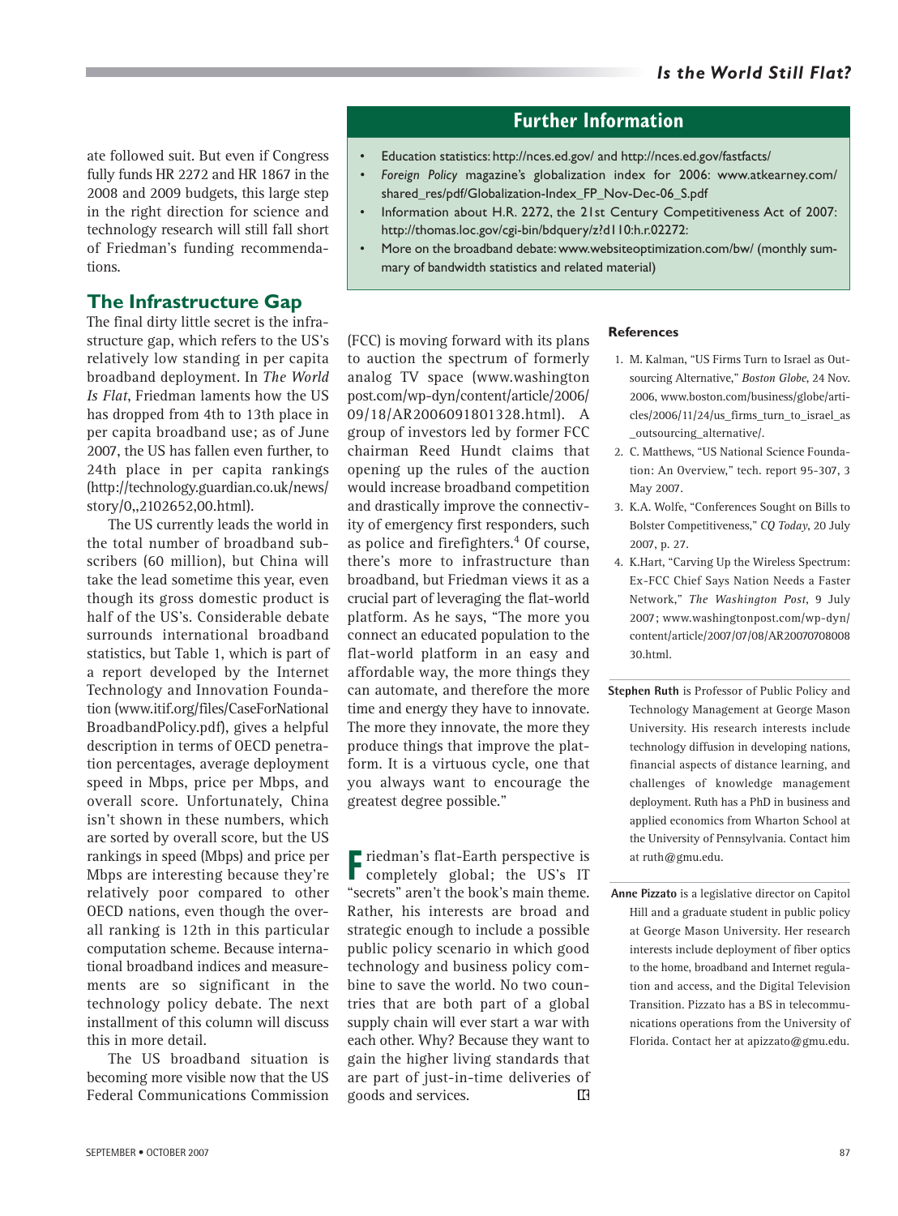ate followed suit. But even if Congress fully funds HR 2272 and HR 1867 in the 2008 and 2009 budgets, this large step in the right direction for science and technology research will still fall short of Friedman's funding recommendations.

## The Infrastructure Gap

The final dirty little secret is the infrastructure gap, which refers to the US's relatively low standing in per capita broadband deployment. In *The World Is Flat*, Friedman laments how the US has dropped from 4th to 13th place in per capita broadband use; as of June 2007, the US has fallen even further, to 24th place in per capita rankings (http://technology.guardian.co.uk/news/story/0,,2102652,00.html).

The US currently leads the world in the total number of broadband subscribers (60 million), but China will take the lead sometime this year, even though its gross domestic product is half of the US's. Considerable debate surrounds international broadband statistics, but Table 1, which is part of a report developed by the Internet Technology and Innovation Foundation (www.itif.org/files/CaseForNationalBroadbandPolicy.pdf), gives a helpful description in terms of OECD penetration percentages, average deployment speed in Mbps, price per Mbps, and overall score. Unfortunately, China isn't shown in these numbers, which are sorted by overall score, but the US rankings in speed (Mbps) and price per Mbps are interesting because they're relatively poor compared to other OECD nations, even though the overall ranking is 12th in this particular computation scheme. Because international broadband indices and measurements are so significant in the technology policy debate. The next installment of this column will discuss this in more detail.

The US broadband situation is becoming more visible now that the US Federal Communications Commission (FCC) is moving forward with its plans to auction the spectrum of formerly analog TV space (www.washingtonpost.com/wp-dyn/content/article/2006/09/18/AR2006091801328.html). A group of investors led by former FCC chairman Reed Hundt claims that opening up the rules of the auction would increase broadband competition and drastically improve the connectivity of emergency first responders, such as police and firefighters.[4] Of course, there's more to infrastructure than broadband, but Friedman views it as a crucial part of leveraging the flat-world platform. As he says, "The more you connect an educated population to the flat-world platform in an easy and affordable way, the more things they can automate, and therefore the more time and energy they have to innovate. The more they innovate, the more they produce things that improve the platform. It is a virtuous cycle, one that you always want to encourage the greatest degree possible."

Friedman's flat-Earth perspective is completely global; the US's IT "secrets" aren't the book's main theme. Rather, his interests are broad and strategic enough to include a possible public policy scenario in which good technology and business policy combine to save the world. No two countries that are both part of a global supply chain will ever start a war with each other. Why? Because they want to gain the higher living standards that are part of just-in-time deliveries of goods and services.

## Further Information

- Education statistics: http://nces.ed.gov/ and http://nces.ed.gov/fastfacts/
- *Foreign Policy* magazine's globalization index for 2006: www.atkearney.com/shared_res/pdf/Globalization-Index_FP_Nov-Dec-06_S.pdf
- Information about H.R. 2272, the 21st Century Competitiveness Act of 2007: http://thomas.loc.gov/cgi-bin/bdquery/z?d110:h.r.02272:
- More on the broadband debate: www.websiteoptimization.com/bw/ (monthly summary of bandwidth statistics and related material)

### References

1. M. Kalman, "US Firms Turn to Israel as Outsourcing Alternative," *Boston Globe*, 24 Nov. 2006, www.boston.com/business/globe/articles/2006/11/24/us_firms_turn_to_israel_as_outsourcing_alternative/.
2. C. Matthews, "US National Science Foundation: An Overview," tech. report 95-307, 3 May 2007.
3. K.A. Wolfe, "Conferences Sought on Bills to Bolster Competitiveness," *CQ Today*, 20 July 2007, p. 27.
4. K.Hart, "Carving Up the Wireless Spectrum: Ex-FCC Chief Says Nation Needs a Faster Network," *The Washington Post*, 9 July 2007; www.washingtonpost.com/wp-dyn/content/article/2007/07/08/AR2007070800830.html.

**Stephen Ruth** is Professor of Public Policy and Technology Management at George Mason University. His research interests include technology diffusion in developing nations, financial aspects of distance learning, and challenges of knowledge management deployment. Ruth has a PhD in business and applied economics from Wharton School at the University of Pennsylvania. Contact him at ruth@gmu.edu.

**Anne Pizzato** is a legislative director on Capitol Hill and a graduate student in public policy at George Mason University. Her research interests include deployment of fiber optics to the home, broadband and Internet regulation and access, and the Digital Television Transition. Pizzato has a BS in telecommunications operations from the University of Florida. Contact her at apizzato@gmu.edu.